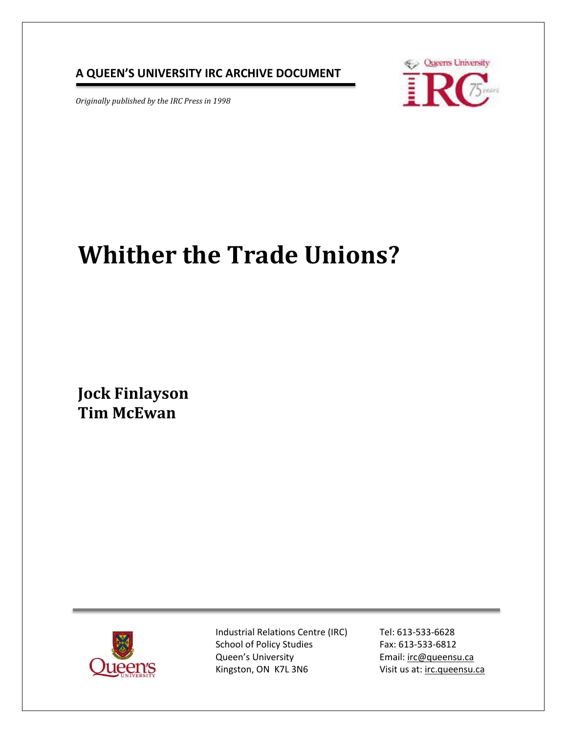**A QUEEN'S UNIVERSITY IRC ARCHIVE DOCUMENT**

*Originally published by the IRC Press in 1998*

# Whither the Trade Unions?

**Jock Finlayson**
**Tim McEwan**

Industrial Relations Centre (IRC)
School of Policy Studies
Queen's University
Kingston, ON K7L 3N6

Tel: 613-533-6628
Fax: 613-533-6812
Email: irc@queensu.ca
Visit us at: irc.queensu.ca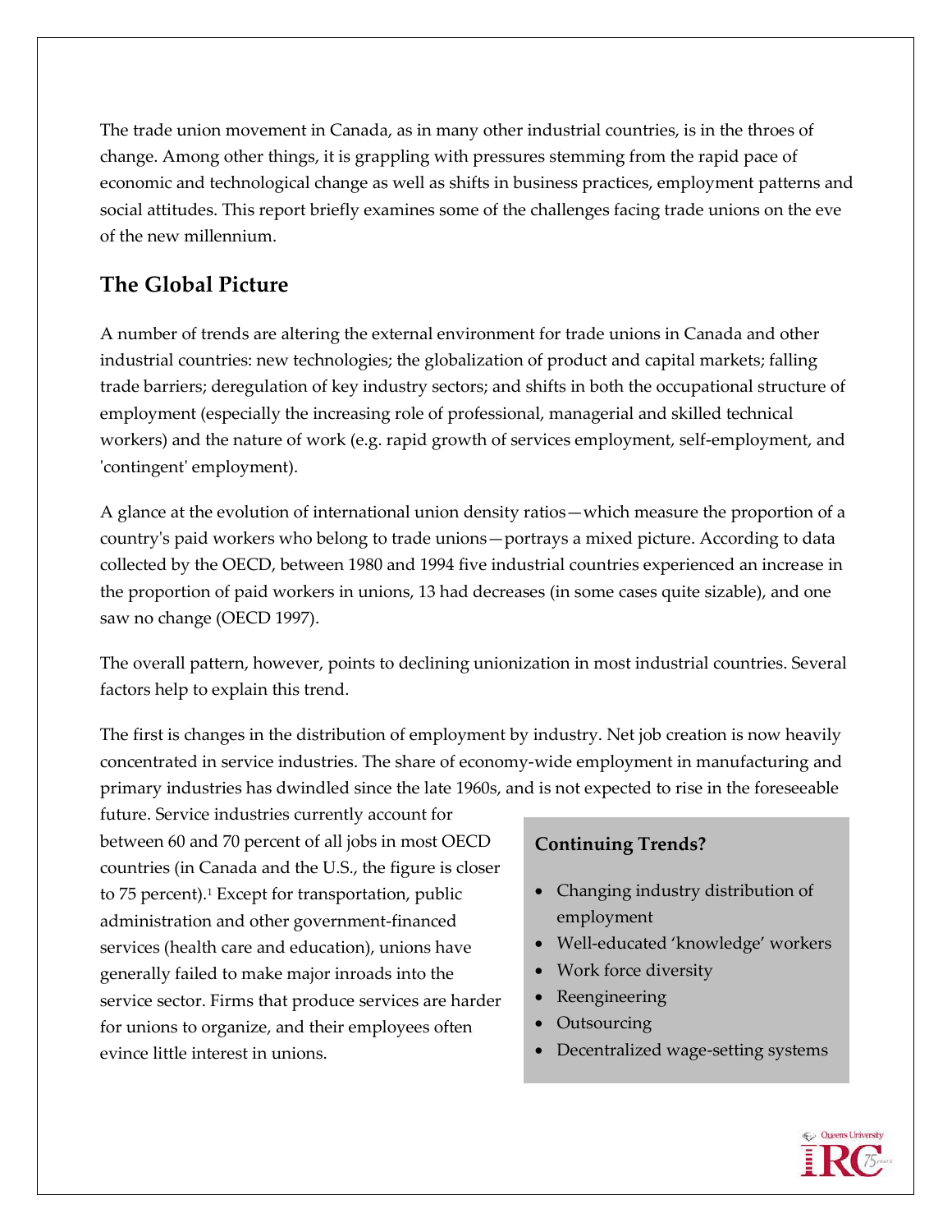The trade union movement in Canada, as in many other industrial countries, is in the throes of change. Among other things, it is grappling with pressures stemming from the rapid pace of economic and technological change as well as shifts in business practices, employment patterns and social attitudes. This report briefly examines some of the challenges facing trade unions on the eve of the new millennium.

## The Global Picture

A number of trends are altering the external environment for trade unions in Canada and other industrial countries: new technologies; the globalization of product and capital markets; falling trade barriers; deregulation of key industry sectors; and shifts in both the occupational structure of employment (especially the increasing role of professional, managerial and skilled technical workers) and the nature of work (e.g. rapid growth of services employment, self-employment, and 'contingent' employment).

A glance at the evolution of international union density ratios—which measure the proportion of a country's paid workers who belong to trade unions—portrays a mixed picture. According to data collected by the OECD, between 1980 and 1994 five industrial countries experienced an increase in the proportion of paid workers in unions, 13 had decreases (in some cases quite sizable), and one saw no change (OECD 1997).

The overall pattern, however, points to declining unionization in most industrial countries. Several factors help to explain this trend.

The first is changes in the distribution of employment by industry. Net job creation is now heavily concentrated in service industries. The share of economy-wide employment in manufacturing and primary industries has dwindled since the late 1960s, and is not expected to rise in the foreseeable future. Service industries currently account for between 60 and 70 percent of all jobs in most OECD countries (in Canada and the U.S., the figure is closer to 75 percent).[1] Except for transportation, public administration and other government-financed services (health care and education), unions have generally failed to make major inroads into the service sector. Firms that produce services are harder for unions to organize, and their employees often evince little interest in unions.

**Continuing Trends?**

- Changing industry distribution of employment
- Well-educated 'knowledge' workers
- Work force diversity
- Reengineering
- Outsourcing
- Decentralized wage-setting systems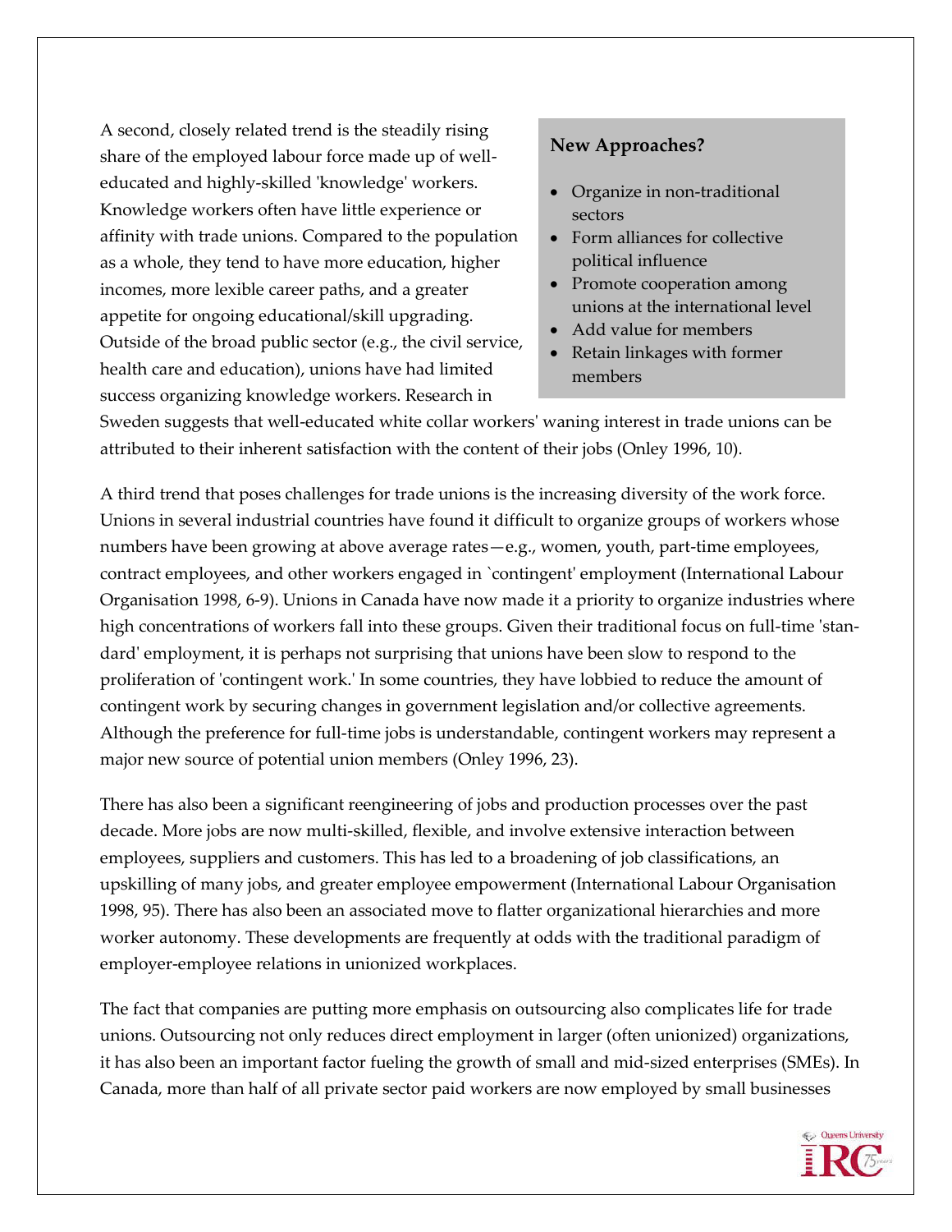A second, closely related trend is the steadily rising share of the employed labour force made up of well-educated and highly-skilled 'knowledge' workers. Knowledge workers often have little experience or affinity with trade unions. Compared to the population as a whole, they tend to have more education, higher incomes, more lexible career paths, and a greater appetite for ongoing educational/skill upgrading. Outside of the broad public sector (e.g., the civil service, health care and education), unions have had limited success organizing knowledge workers. Research in Sweden suggests that well-educated white collar workers' waning interest in trade unions can be attributed to their inherent satisfaction with the content of their jobs (Onley 1996, 10).

**New Approaches?**

- Organize in non-traditional sectors
- Form alliances for collective political influence
- Promote cooperation among unions at the international level
- Add value for members
- Retain linkages with former members

A third trend that poses challenges for trade unions is the increasing diversity of the work force. Unions in several industrial countries have found it difficult to organize groups of workers whose numbers have been growing at above average rates—e.g., women, youth, part-time employees, contract employees, and other workers engaged in `contingent' employment (International Labour Organisation 1998, 6-9). Unions in Canada have now made it a priority to organize industries where high concentrations of workers fall into these groups. Given their traditional focus on full-time 'standard' employment, it is perhaps not surprising that unions have been slow to respond to the proliferation of 'contingent work.' In some countries, they have lobbied to reduce the amount of contingent work by securing changes in government legislation and/or collective agreements. Although the preference for full-time jobs is understandable, contingent workers may represent a major new source of potential union members (Onley 1996, 23).

There has also been a significant reengineering of jobs and production processes over the past decade. More jobs are now multi-skilled, flexible, and involve extensive interaction between employees, suppliers and customers. This has led to a broadening of job classifications, an upskilling of many jobs, and greater employee empowerment (International Labour Organisation 1998, 95). There has also been an associated move to flatter organizational hierarchies and more worker autonomy. These developments are frequently at odds with the traditional paradigm of employer-employee relations in unionized workplaces.

The fact that companies are putting more emphasis on outsourcing also complicates life for trade unions. Outsourcing not only reduces direct employment in larger (often unionized) organizations, it has also been an important factor fueling the growth of small and mid-sized enterprises (SMEs). In Canada, more than half of all private sector paid workers are now employed by small businesses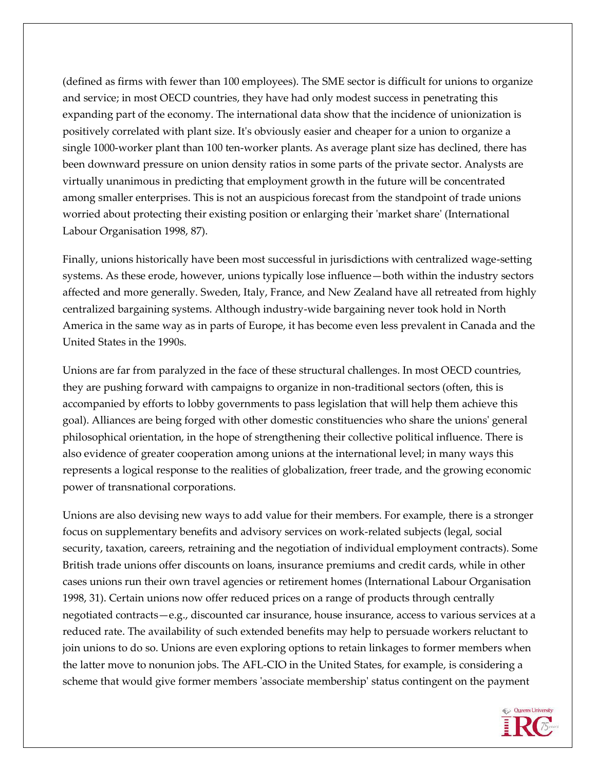(defined as firms with fewer than 100 employees). The SME sector is difficult for unions to organize and service; in most OECD countries, they have had only modest success in penetrating this expanding part of the economy. The international data show that the incidence of unionization is positively correlated with plant size. It's obviously easier and cheaper for a union to organize a single 1000-worker plant than 100 ten-worker plants. As average plant size has declined, there has been downward pressure on union density ratios in some parts of the private sector. Analysts are virtually unanimous in predicting that employment growth in the future will be concentrated among smaller enterprises. This is not an auspicious forecast from the standpoint of trade unions worried about protecting their existing position or enlarging their 'market share' (International Labour Organisation 1998, 87).

Finally, unions historically have been most successful in jurisdictions with centralized wage-setting systems. As these erode, however, unions typically lose influence—both within the industry sectors affected and more generally. Sweden, Italy, France, and New Zealand have all retreated from highly centralized bargaining systems. Although industry-wide bargaining never took hold in North America in the same way as in parts of Europe, it has become even less prevalent in Canada and the United States in the 1990s.

Unions are far from paralyzed in the face of these structural challenges. In most OECD countries, they are pushing forward with campaigns to organize in non-traditional sectors (often, this is accompanied by efforts to lobby governments to pass legislation that will help them achieve this goal). Alliances are being forged with other domestic constituencies who share the unions' general philosophical orientation, in the hope of strengthening their collective political influence. There is also evidence of greater cooperation among unions at the international level; in many ways this represents a logical response to the realities of globalization, freer trade, and the growing economic power of transnational corporations.

Unions are also devising new ways to add value for their members. For example, there is a stronger focus on supplementary benefits and advisory services on work-related subjects (legal, social security, taxation, careers, retraining and the negotiation of individual employment contracts). Some British trade unions offer discounts on loans, insurance premiums and credit cards, while in other cases unions run their own travel agencies or retirement homes (International Labour Organisation 1998, 31). Certain unions now offer reduced prices on a range of products through centrally negotiated contracts—e.g., discounted car insurance, house insurance, access to various services at a reduced rate. The availability of such extended benefits may help to persuade workers reluctant to join unions to do so. Unions are even exploring options to retain linkages to former members when the latter move to nonunion jobs. The AFL-CIO in the United States, for example, is considering a scheme that would give former members 'associate membership' status contingent on the payment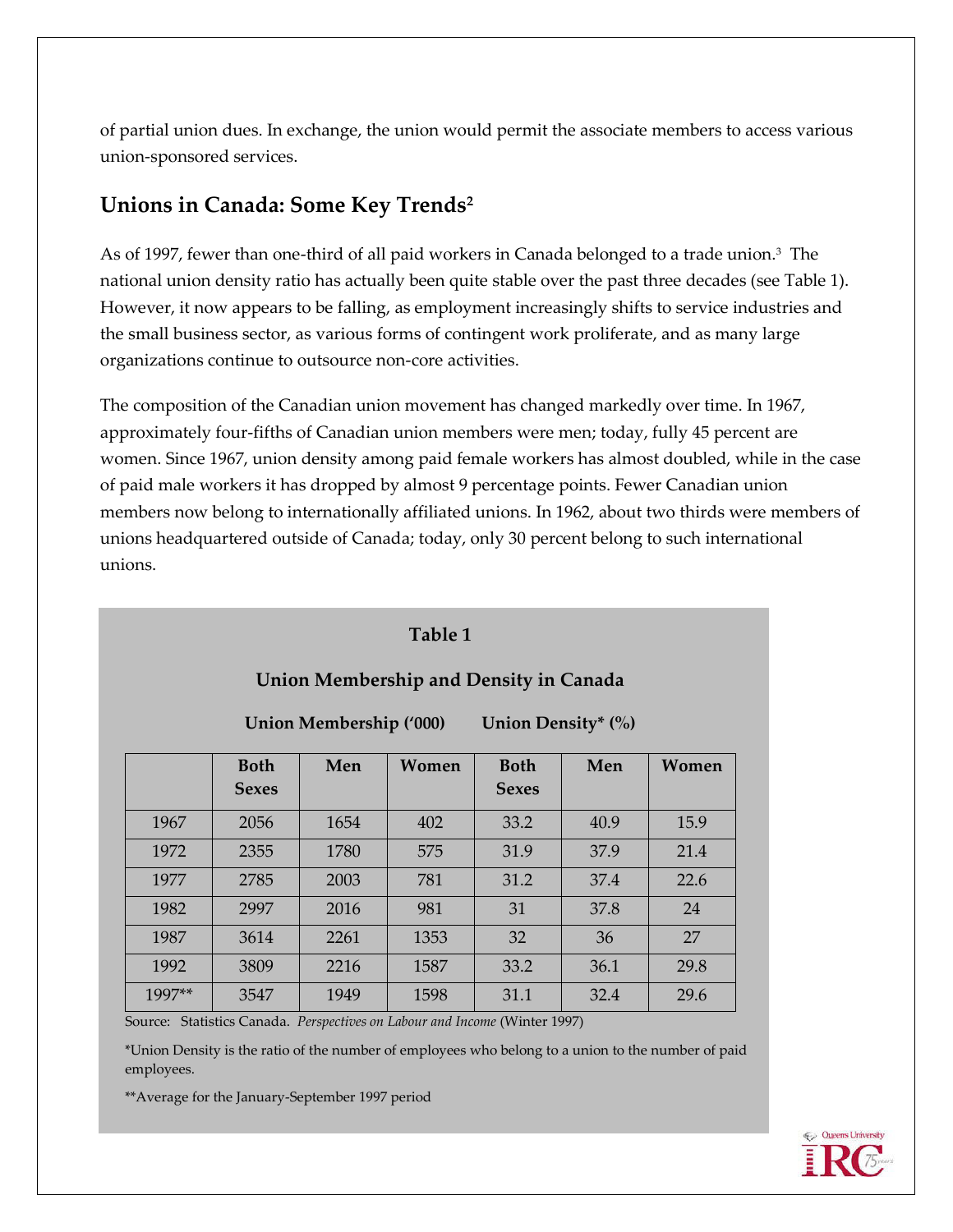of partial union dues. In exchange, the union would permit the associate members to access various union-sponsored services.

## Unions in Canada: Some Key Trends[2]

As of 1997, fewer than one-third of all paid workers in Canada belonged to a trade union.[3] The national union density ratio has actually been quite stable over the past three decades (see Table 1). However, it now appears to be falling, as employment increasingly shifts to service industries and the small business sector, as various forms of contingent work proliferate, and as many large organizations continue to outsource non-core activities.

The composition of the Canadian union movement has changed markedly over time. In 1967, approximately four-fifths of Canadian union members were men; today, fully 45 percent are women. Since 1967, union density among paid female workers has almost doubled, while in the case of paid male workers it has dropped by almost 9 percentage points. Fewer Canadian union members now belong to internationally affiliated unions. In 1962, about two thirds were members of unions headquartered outside of Canada; today, only 30 percent belong to such international unions.

**Table 1**

**Union Membership and Density in Canada**

| | Union Membership ('000) | | | Union Density* (%) | | |
|---|---|---|---|---|---|---|
| | **Both Sexes** | **Men** | **Women** | **Both Sexes** | **Men** | **Women** |
| 1967 | 2056 | 1654 | 402 | 33.2 | 40.9 | 15.9 |
| 1972 | 2355 | 1780 | 575 | 31.9 | 37.9 | 21.4 |
| 1977 | 2785 | 2003 | 781 | 31.2 | 37.4 | 22.6 |
| 1982 | 2997 | 2016 | 981 | 31 | 37.8 | 24 |
| 1987 | 3614 | 2261 | 1353 | 32 | 36 | 27 |
| 1992 | 3809 | 2216 | 1587 | 33.2 | 36.1 | 29.8 |
| 1997** | 3547 | 1949 | 1598 | 31.1 | 32.4 | 29.6 |

Source: Statistics Canada. *Perspectives on Labour and Income* (Winter 1997)

*Union Density is the ratio of the number of employees who belong to a union to the number of paid employees.

**Average for the January-September 1997 period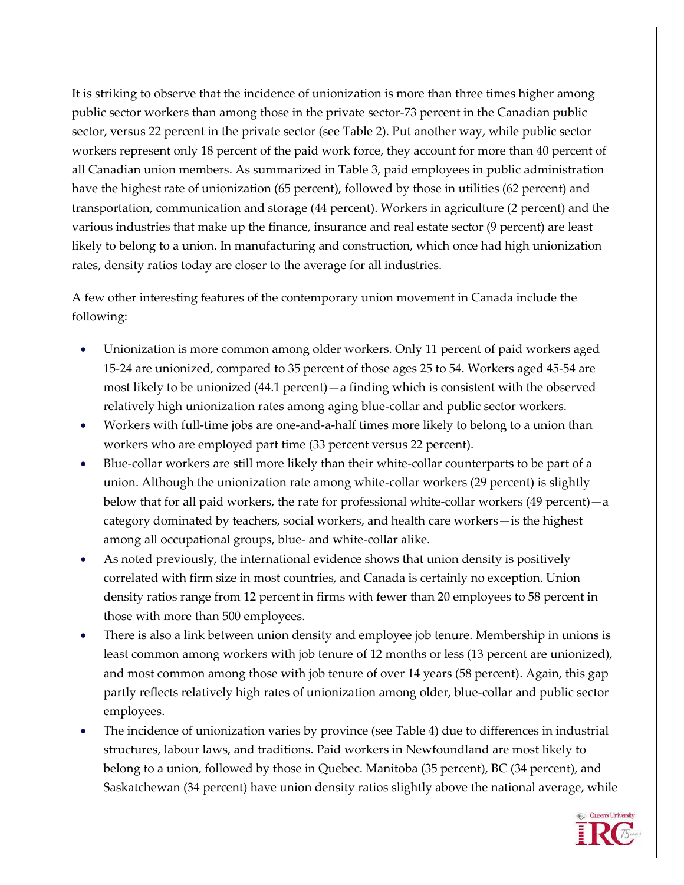It is striking to observe that the incidence of unionization is more than three times higher among public sector workers than among those in the private sector-73 percent in the Canadian public sector, versus 22 percent in the private sector (see Table 2). Put another way, while public sector workers represent only 18 percent of the paid work force, they account for more than 40 percent of all Canadian union members. As summarized in Table 3, paid employees in public administration have the highest rate of unionization (65 percent), followed by those in utilities (62 percent) and transportation, communication and storage (44 percent). Workers in agriculture (2 percent) and the various industries that make up the finance, insurance and real estate sector (9 percent) are least likely to belong to a union. In manufacturing and construction, which once had high unionization rates, density ratios today are closer to the average for all industries.

A few other interesting features of the contemporary union movement in Canada include the following:

- Unionization is more common among older workers. Only 11 percent of paid workers aged 15-24 are unionized, compared to 35 percent of those ages 25 to 54. Workers aged 45-54 are most likely to be unionized (44.1 percent)—a finding which is consistent with the observed relatively high unionization rates among aging blue-collar and public sector workers.
- Workers with full-time jobs are one-and-a-half times more likely to belong to a union than workers who are employed part time (33 percent versus 22 percent).
- Blue-collar workers are still more likely than their white-collar counterparts to be part of a union. Although the unionization rate among white-collar workers (29 percent) is slightly below that for all paid workers, the rate for professional white-collar workers (49 percent)—a category dominated by teachers, social workers, and health care workers—is the highest among all occupational groups, blue- and white-collar alike.
- As noted previously, the international evidence shows that union density is positively correlated with firm size in most countries, and Canada is certainly no exception. Union density ratios range from 12 percent in firms with fewer than 20 employees to 58 percent in those with more than 500 employees.
- There is also a link between union density and employee job tenure. Membership in unions is least common among workers with job tenure of 12 months or less (13 percent are unionized), and most common among those with job tenure of over 14 years (58 percent). Again, this gap partly reflects relatively high rates of unionization among older, blue-collar and public sector employees.
- The incidence of unionization varies by province (see Table 4) due to differences in industrial structures, labour laws, and traditions. Paid workers in Newfoundland are most likely to belong to a union, followed by those in Quebec. Manitoba (35 percent), BC (34 percent), and Saskatchewan (34 percent) have union density ratios slightly above the national average, while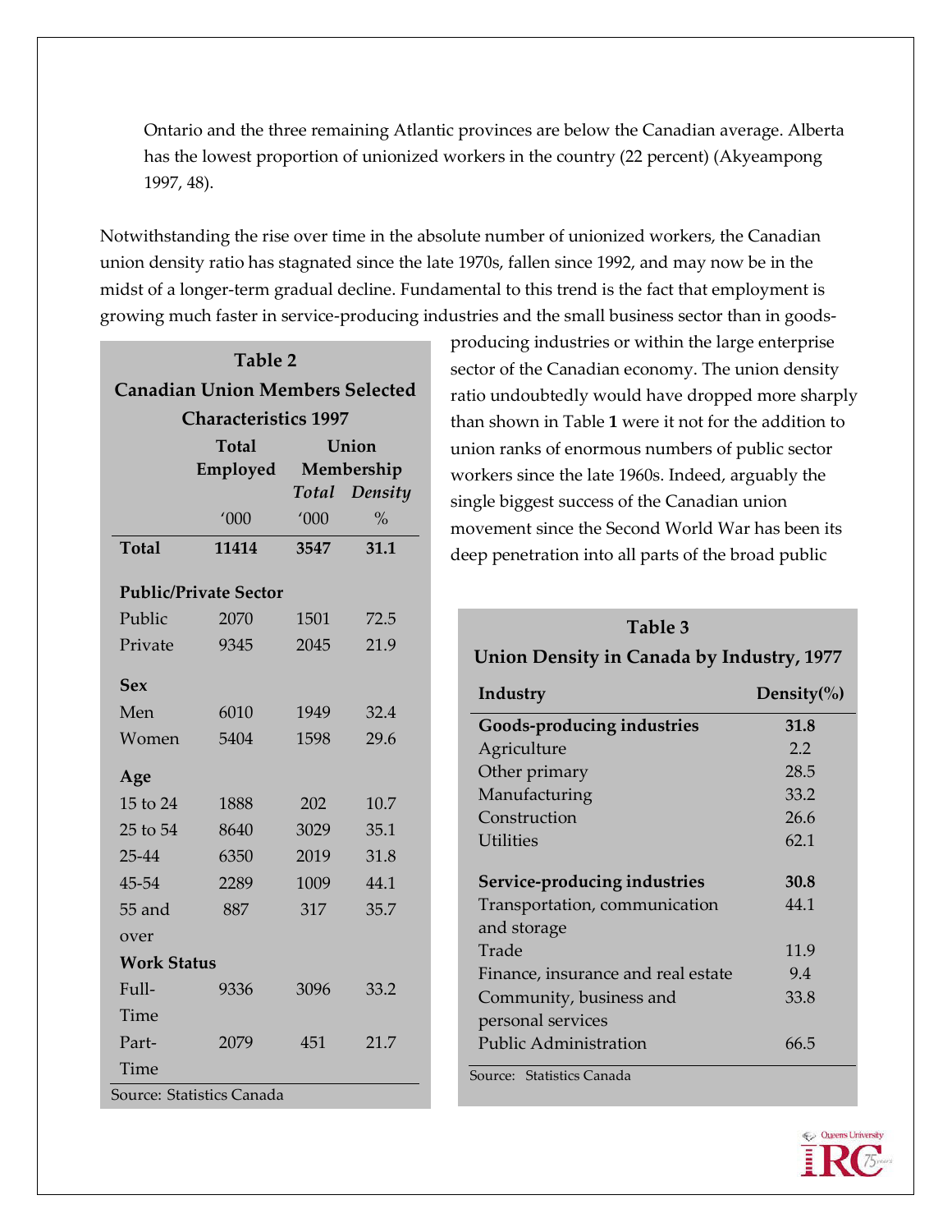Ontario and the three remaining Atlantic provinces are below the Canadian average. Alberta has the lowest proportion of unionized workers in the country (22 percent) (Akyeampong 1997, 48).

Notwithstanding the rise over time in the absolute number of unionized workers, the Canadian union density ratio has stagnated since the late 1970s, fallen since 1992, and may now be in the midst of a longer-term gradual decline. Fundamental to this trend is the fact that employment is growing much faster in service-producing industries and the small business sector than in goods-producing industries or within the large enterprise sector of the Canadian economy. The union density ratio undoubtedly would have dropped more sharply than shown in Table **1** were it not for the addition to union ranks of enormous numbers of public sector workers since the late 1960s. Indeed, arguably the single biggest success of the Canadian union movement since the Second World War has been its deep penetration into all parts of the broad public

**Table 2**
**Canadian Union Members Selected Characteristics 1997**

| | Total Employed | Union Membership | |
|---|---|---|---|
| | | *Total* | *Density* |
| | '000 | '000 | % |
| **Total** | **11414** | **3547** | **31.1** |
| **Public/Private Sector** | | | |
| Public | 2070 | 1501 | 72.5 |
| Private | 9345 | 2045 | 21.9 |
| **Sex** | | | |
| Men | 6010 | 1949 | 32.4 |
| Women | 5404 | 1598 | 29.6 |
| **Age** | | | |
| 15 to 24 | 1888 | 202 | 10.7 |
| 25 to 54 | 8640 | 3029 | 35.1 |
| 25-44 | 6350 | 2019 | 31.8 |
| 45-54 | 2289 | 1009 | 44.1 |
| 55 and over | 887 | 317 | 35.7 |
| **Work Status** | | | |
| Full-Time | 9336 | 3096 | 33.2 |
| Part-Time | 2079 | 451 | 21.7 |

Source: Statistics Canada

**Table 3**
**Union Density in Canada by Industry, 1977**

| Industry | Density(%) |
|---|---|
| **Goods-producing industries** | **31.8** |
| Agriculture | 2.2 |
| Other primary | 28.5 |
| Manufacturing | 33.2 |
| Construction | 26.6 |
| Utilities | 62.1 |
| **Service-producing industries** | **30.8** |
| Transportation, communication and storage | 44.1 |
| Trade | 11.9 |
| Finance, insurance and real estate | 9.4 |
| Community, business and personal services | 33.8 |
| Public Administration | 66.5 |

Source: Statistics Canada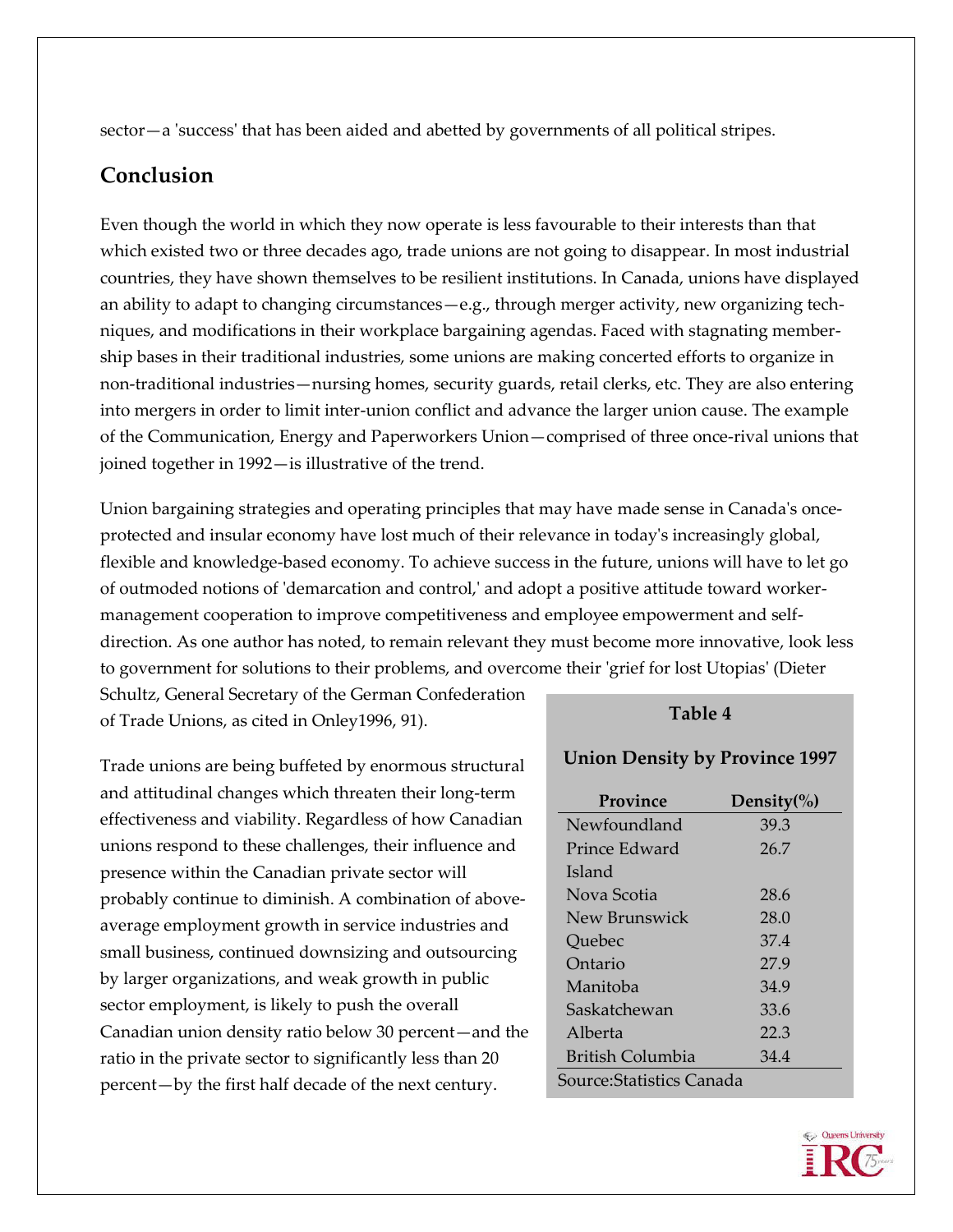sector—a 'success' that has been aided and abetted by governments of all political stripes.

## Conclusion

Even though the world in which they now operate is less favourable to their interests than that which existed two or three decades ago, trade unions are not going to disappear. In most industrial countries, they have shown themselves to be resilient institutions. In Canada, unions have displayed an ability to adapt to changing circumstances—e.g., through merger activity, new organizing techniques, and modifications in their workplace bargaining agendas. Faced with stagnating membership bases in their traditional industries, some unions are making concerted efforts to organize in non-traditional industries—nursing homes, security guards, retail clerks, etc. They are also entering into mergers in order to limit inter-union conflict and advance the larger union cause. The example of the Communication, Energy and Paperworkers Union—comprised of three once-rival unions that joined together in 1992—is illustrative of the trend.

Union bargaining strategies and operating principles that may have made sense in Canada's once-protected and insular economy have lost much of their relevance in today's increasingly global, flexible and knowledge-based economy. To achieve success in the future, unions will have to let go of outmoded notions of 'demarcation and control,' and adopt a positive attitude toward worker-management cooperation to improve competitiveness and employee empowerment and self-direction. As one author has noted, to remain relevant they must become more innovative, look less to government for solutions to their problems, and overcome their 'grief for lost Utopias' (Dieter Schultz, General Secretary of the German Confederation of Trade Unions, as cited in Onley1996, 91).

Trade unions are being buffeted by enormous structural and attitudinal changes which threaten their long-term effectiveness and viability. Regardless of how Canadian unions respond to these challenges, their influence and presence within the Canadian private sector will probably continue to diminish. A combination of above-average employment growth in service industries and small business, continued downsizing and outsourcing by larger organizations, and weak growth in public sector employment, is likely to push the overall Canadian union density ratio below 30 percent—and the ratio in the private sector to significantly less than 20 percent—by the first half decade of the next century.

**Table 4**

**Union Density by Province 1997**

| Province | Density(%) |
|---|---|
| Newfoundland | 39.3 |
| Prince Edward Island | 26.7 |
| Nova Scotia | 28.6 |
| New Brunswick | 28.0 |
| Quebec | 37.4 |
| Ontario | 27.9 |
| Manitoba | 34.9 |
| Saskatchewan | 33.6 |
| Alberta | 22.3 |
| British Columbia | 34.4 |

Source:Statistics Canada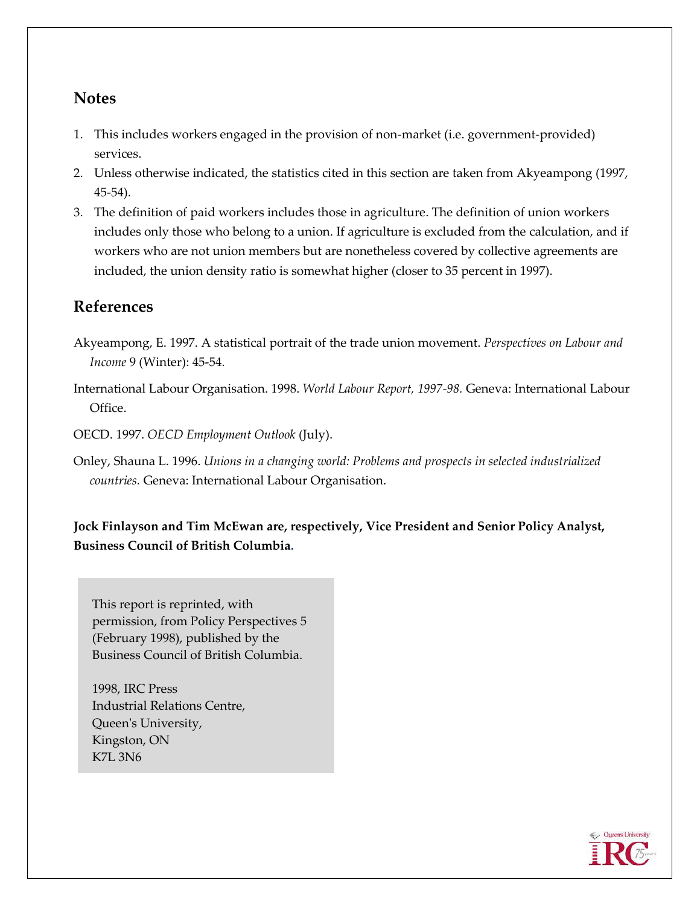## Notes

1. This includes workers engaged in the provision of non-market (i.e. government-provided) services.
2. Unless otherwise indicated, the statistics cited in this section are taken from Akyeampong (1997, 45-54).
3. The definition of paid workers includes those in agriculture. The definition of union workers includes only those who belong to a union. If agriculture is excluded from the calculation, and if workers who are not union members but are nonetheless covered by collective agreements are included, the union density ratio is somewhat higher (closer to 35 percent in 1997).

## References

Akyeampong, E. 1997. A statistical portrait of the trade union movement. *Perspectives on Labour and Income* 9 (Winter): 45-54.

International Labour Organisation. 1998. *World Labour Report, 1997-98.* Geneva: International Labour Office.

OECD. 1997. *OECD Employment Outlook* (July).

Onley, Shauna L. 1996. *Unions in a changing world: Problems and prospects in selected industrialized countries.* Geneva: International Labour Organisation.

**Jock Finlayson and Tim McEwan are, respectively, Vice President and Senior Policy Analyst, Business Council of British Columbia.**

This report is reprinted, with permission, from Policy Perspectives 5 (February 1998), published by the Business Council of British Columbia.

1998, IRC Press
Industrial Relations Centre,
Queen's University,
Kingston, ON
K7L 3N6